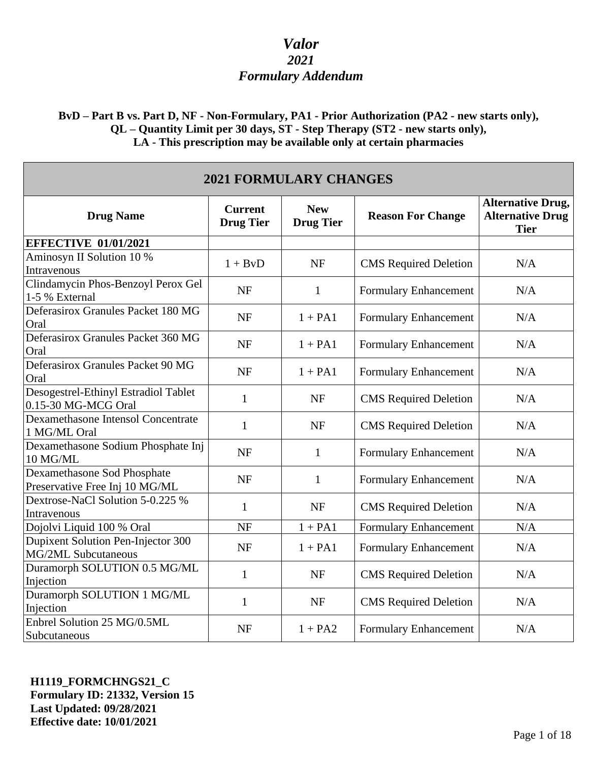# *Valor*
## *2021*
## *Formulary Addendum*

**BvD – Part B vs. Part D, NF - Non-Formulary, PA1 - Prior Authorization (PA2 - new starts only), QL – Quantity Limit per 30 days, ST - Step Therapy (ST2 - new starts only), LA - This prescription may be available only at certain pharmacies**

| 2021 FORMULARY CHANGES | | | | |
|---|---|---|---|---|
| **Drug Name** | **Current Drug Tier** | **New Drug Tier** | **Reason For Change** | **Alternative Drug, Alternative Drug Tier** |
| **EFFECTIVE 01/01/2021** | | | | |
| Aminosyn II Solution 10 % Intravenous | 1 + BvD | NF | CMS Required Deletion | N/A |
| Clindamycin Phos-Benzoyl Perox Gel 1-5 % External | NF | 1 | Formulary Enhancement | N/A |
| Deferasirox Granules Packet 180 MG Oral | NF | 1 + PA1 | Formulary Enhancement | N/A |
| Deferasirox Granules Packet 360 MG Oral | NF | 1 + PA1 | Formulary Enhancement | N/A |
| Deferasirox Granules Packet 90 MG Oral | NF | 1 + PA1 | Formulary Enhancement | N/A |
| Desogestrel-Ethinyl Estradiol Tablet 0.15-30 MG-MCG Oral | 1 | NF | CMS Required Deletion | N/A |
| Dexamethasone Intensol Concentrate 1 MG/ML Oral | 1 | NF | CMS Required Deletion | N/A |
| Dexamethasone Sodium Phosphate Inj 10 MG/ML | NF | 1 | Formulary Enhancement | N/A |
| Dexamethasone Sod Phosphate Preservative Free Inj 10 MG/ML | NF | 1 | Formulary Enhancement | N/A |
| Dextrose-NaCl Solution 5-0.225 % Intravenous | 1 | NF | CMS Required Deletion | N/A |
| Dojolvi Liquid 100 % Oral | NF | 1 + PA1 | Formulary Enhancement | N/A |
| Dupixent Solution Pen-Injector 300 MG/2ML Subcutaneous | NF | 1 + PA1 | Formulary Enhancement | N/A |
| Duramorph SOLUTION 0.5 MG/ML Injection | 1 | NF | CMS Required Deletion | N/A |
| Duramorph SOLUTION 1 MG/ML Injection | 1 | NF | CMS Required Deletion | N/A |
| Enbrel Solution 25 MG/0.5ML Subcutaneous | NF | 1 + PA2 | Formulary Enhancement | N/A |

**H1119_FORMCHNGS21_C**
**Formulary ID: 21332, Version 15**
**Last Updated: 09/28/2021**
**Effective date: 10/01/2021**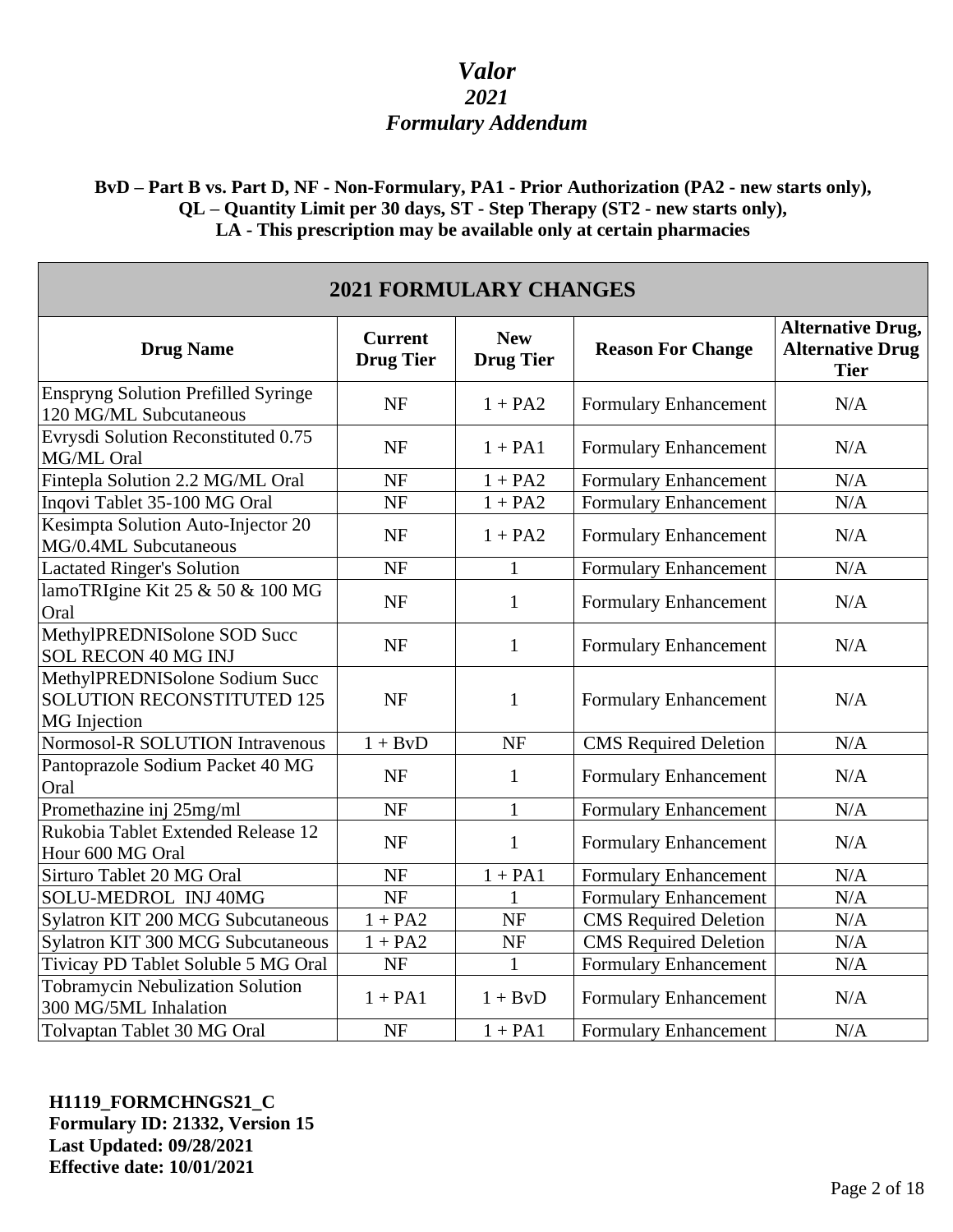# *Valor*
## *2021*
## *Formulary Addendum*

**BvD – Part B vs. Part D, NF - Non-Formulary, PA1 - Prior Authorization (PA2 - new starts only), QL – Quantity Limit per 30 days, ST - Step Therapy (ST2 - new starts only), LA - This prescription may be available only at certain pharmacies**

| **2021 FORMULARY CHANGES** | | | | |
|---|---|---|---|---|
| **Drug Name** | **Current Drug Tier** | **New Drug Tier** | **Reason For Change** | **Alternative Drug, Alternative Drug Tier** |
| Enspryng Solution Prefilled Syringe 120 MG/ML Subcutaneous | NF | 1 + PA2 | Formulary Enhancement | N/A |
| Evrysdi Solution Reconstituted 0.75 MG/ML Oral | NF | 1 + PA1 | Formulary Enhancement | N/A |
| Fintepla Solution 2.2 MG/ML Oral | NF | 1 + PA2 | Formulary Enhancement | N/A |
| Inqovi Tablet 35-100 MG Oral | NF | 1 + PA2 | Formulary Enhancement | N/A |
| Kesimpta Solution Auto-Injector 20 MG/0.4ML Subcutaneous | NF | 1 + PA2 | Formulary Enhancement | N/A |
| Lactated Ringer's Solution | NF | 1 | Formulary Enhancement | N/A |
| lamoTRIgine Kit 25 & 50 & 100 MG Oral | NF | 1 | Formulary Enhancement | N/A |
| MethylPREDNISolone SOD Succ SOL RECON 40 MG INJ | NF | 1 | Formulary Enhancement | N/A |
| MethylPREDNISolone Sodium Succ SOLUTION RECONSTITUTED 125 MG Injection | NF | 1 | Formulary Enhancement | N/A |
| Normosol-R SOLUTION Intravenous | 1 + BvD | NF | CMS Required Deletion | N/A |
| Pantoprazole Sodium Packet 40 MG Oral | NF | 1 | Formulary Enhancement | N/A |
| Promethazine inj 25mg/ml | NF | 1 | Formulary Enhancement | N/A |
| Rukobia Tablet Extended Release 12 Hour 600 MG Oral | NF | 1 | Formulary Enhancement | N/A |
| Sirturo Tablet 20 MG Oral | NF | 1 + PA1 | Formulary Enhancement | N/A |
| SOLU-MEDROL INJ 40MG | NF | 1 | Formulary Enhancement | N/A |
| Sylatron KIT 200 MCG Subcutaneous | 1 + PA2 | NF | CMS Required Deletion | N/A |
| Sylatron KIT 300 MCG Subcutaneous | 1 + PA2 | NF | CMS Required Deletion | N/A |
| Tivicay PD Tablet Soluble 5 MG Oral | NF | 1 | Formulary Enhancement | N/A |
| Tobramycin Nebulization Solution 300 MG/5ML Inhalation | 1 + PA1 | 1 + BvD | Formulary Enhancement | N/A |
| Tolvaptan Tablet 30 MG Oral | NF | 1 + PA1 | Formulary Enhancement | N/A |

**H1119_FORMCHNGS21_C**
**Formulary ID: 21332, Version 15**
**Last Updated: 09/28/2021**
**Effective date: 10/01/2021**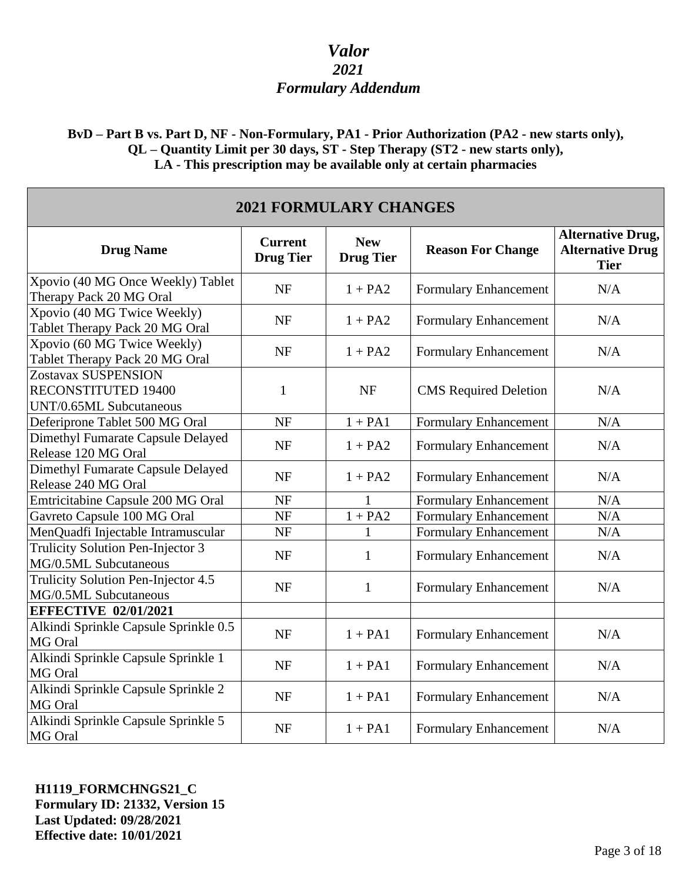# *Valor*
## *2021*
## *Formulary Addendum*

**BvD – Part B vs. Part D, NF - Non-Formulary, PA1 - Prior Authorization (PA2 - new starts only), QL – Quantity Limit per 30 days, ST - Step Therapy (ST2 - new starts only), LA - This prescription may be available only at certain pharmacies**

| **2021 FORMULARY CHANGES** | | | | |
|---|---|---|---|---|
| **Drug Name** | **Current Drug Tier** | **New Drug Tier** | **Reason For Change** | **Alternative Drug, Alternative Drug Tier** |
| Xpovio (40 MG Once Weekly) Tablet Therapy Pack 20 MG Oral | NF | 1 + PA2 | Formulary Enhancement | N/A |
| Xpovio (40 MG Twice Weekly) Tablet Therapy Pack 20 MG Oral | NF | 1 + PA2 | Formulary Enhancement | N/A |
| Xpovio (60 MG Twice Weekly) Tablet Therapy Pack 20 MG Oral | NF | 1 + PA2 | Formulary Enhancement | N/A |
| Zostavax SUSPENSION RECONSTITUTED 19400 UNT/0.65ML Subcutaneous | 1 | NF | CMS Required Deletion | N/A |
| Deferiprone Tablet 500 MG Oral | NF | 1 + PA1 | Formulary Enhancement | N/A |
| Dimethyl Fumarate Capsule Delayed Release 120 MG Oral | NF | 1 + PA2 | Formulary Enhancement | N/A |
| Dimethyl Fumarate Capsule Delayed Release 240 MG Oral | NF | 1 + PA2 | Formulary Enhancement | N/A |
| Emtricitabine Capsule 200 MG Oral | NF | 1 | Formulary Enhancement | N/A |
| Gavreto Capsule 100 MG Oral | NF | 1 + PA2 | Formulary Enhancement | N/A |
| MenQuadfi Injectable Intramuscular | NF | 1 | Formulary Enhancement | N/A |
| Trulicity Solution Pen-Injector 3 MG/0.5ML Subcutaneous | NF | 1 | Formulary Enhancement | N/A |
| Trulicity Solution Pen-Injector 4.5 MG/0.5ML Subcutaneous | NF | 1 | Formulary Enhancement | N/A |
| **EFFECTIVE 02/01/2021** | | | | |
| Alkindi Sprinkle Capsule Sprinkle 0.5 MG Oral | NF | 1 + PA1 | Formulary Enhancement | N/A |
| Alkindi Sprinkle Capsule Sprinkle 1 MG Oral | NF | 1 + PA1 | Formulary Enhancement | N/A |
| Alkindi Sprinkle Capsule Sprinkle 2 MG Oral | NF | 1 + PA1 | Formulary Enhancement | N/A |
| Alkindi Sprinkle Capsule Sprinkle 5 MG Oral | NF | 1 + PA1 | Formulary Enhancement | N/A |

**H1119_FORMCHNGS21_C**
**Formulary ID: 21332, Version 15**
**Last Updated: 09/28/2021**
**Effective date: 10/01/2021**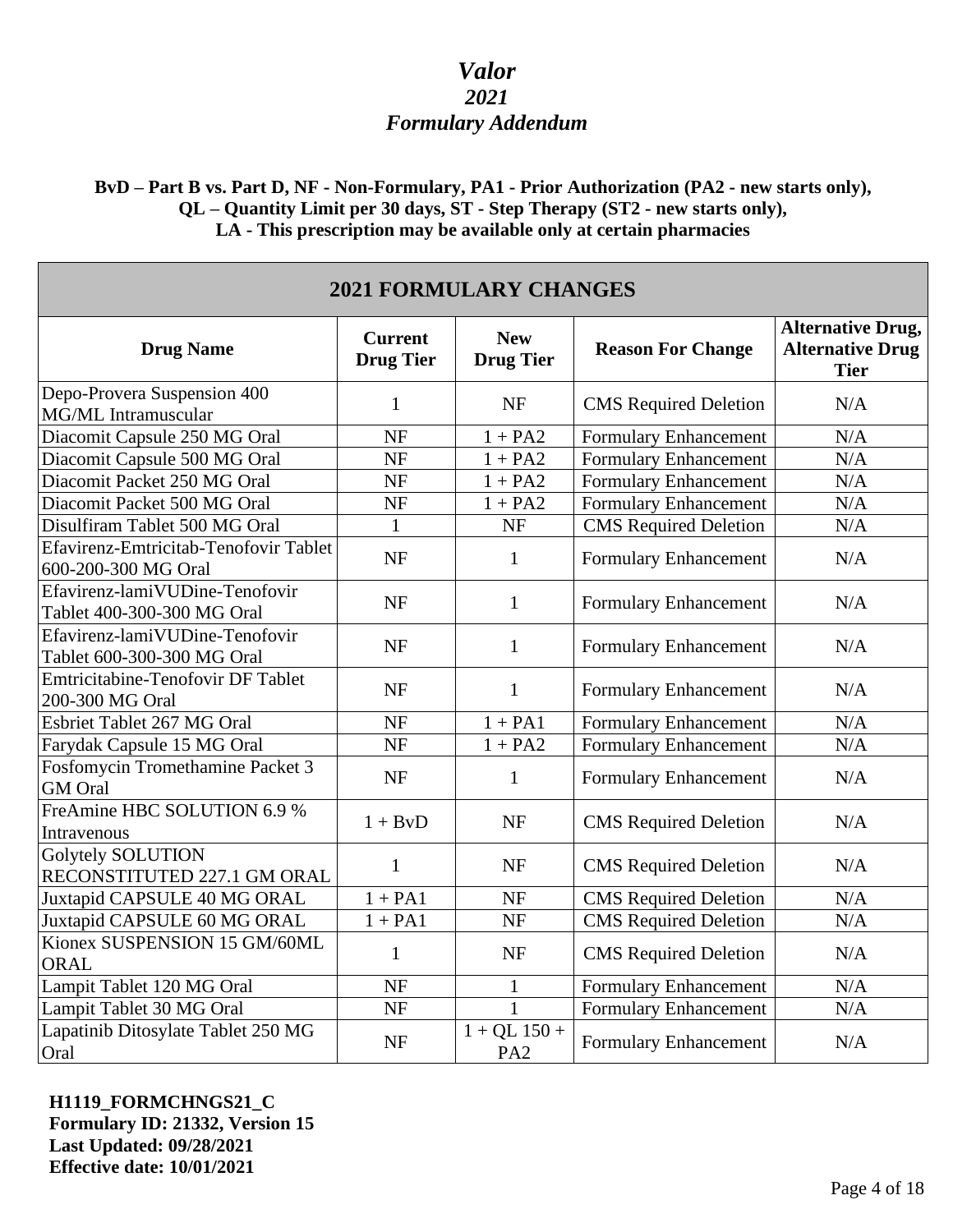# *Valor*
## *2021*
## *Formulary Addendum*

**BvD – Part B vs. Part D, NF - Non-Formulary, PA1 - Prior Authorization (PA2 - new starts only), QL – Quantity Limit per 30 days, ST - Step Therapy (ST2 - new starts only), LA - This prescription may be available only at certain pharmacies**

| **2021 FORMULARY CHANGES** | | | | |
|---|---|---|---|---|
| **Drug Name** | **Current Drug Tier** | **New Drug Tier** | **Reason For Change** | **Alternative Drug, Alternative Drug Tier** |
| Depo-Provera Suspension 400 MG/ML Intramuscular | 1 | NF | CMS Required Deletion | N/A |
| Diacomit Capsule 250 MG Oral | NF | 1 + PA2 | Formulary Enhancement | N/A |
| Diacomit Capsule 500 MG Oral | NF | 1 + PA2 | Formulary Enhancement | N/A |
| Diacomit Packet 250 MG Oral | NF | 1 + PA2 | Formulary Enhancement | N/A |
| Diacomit Packet 500 MG Oral | NF | 1 + PA2 | Formulary Enhancement | N/A |
| Disulfiram Tablet 500 MG Oral | 1 | NF | CMS Required Deletion | N/A |
| Efavirenz-Emtricitab-Tenofovir Tablet 600-200-300 MG Oral | NF | 1 | Formulary Enhancement | N/A |
| Efavirenz-lamiVUDine-Tenofovir Tablet 400-300-300 MG Oral | NF | 1 | Formulary Enhancement | N/A |
| Efavirenz-lamiVUDine-Tenofovir Tablet 600-300-300 MG Oral | NF | 1 | Formulary Enhancement | N/A |
| Emtricitabine-Tenofovir DF Tablet 200-300 MG Oral | NF | 1 | Formulary Enhancement | N/A |
| Esbriet Tablet 267 MG Oral | NF | 1 + PA1 | Formulary Enhancement | N/A |
| Farydak Capsule 15 MG Oral | NF | 1 + PA2 | Formulary Enhancement | N/A |
| Fosfomycin Tromethamine Packet 3 GM Oral | NF | 1 | Formulary Enhancement | N/A |
| FreAmine HBC SOLUTION 6.9 % Intravenous | 1 + BvD | NF | CMS Required Deletion | N/A |
| Golytely SOLUTION RECONSTITUTED 227.1 GM ORAL | 1 | NF | CMS Required Deletion | N/A |
| Juxtapid CAPSULE 40 MG ORAL | 1 + PA1 | NF | CMS Required Deletion | N/A |
| Juxtapid CAPSULE 60 MG ORAL | 1 + PA1 | NF | CMS Required Deletion | N/A |
| Kionex SUSPENSION 15 GM/60ML ORAL | 1 | NF | CMS Required Deletion | N/A |
| Lampit Tablet 120 MG Oral | NF | 1 | Formulary Enhancement | N/A |
| Lampit Tablet 30 MG Oral | NF | 1 | Formulary Enhancement | N/A |
| Lapatinib Ditosylate Tablet 250 MG Oral | NF | 1 + QL 150 + PA2 | Formulary Enhancement | N/A |

**H1119_FORMCHNGS21_C**
**Formulary ID: 21332, Version 15**
**Last Updated: 09/28/2021**
**Effective date: 10/01/2021**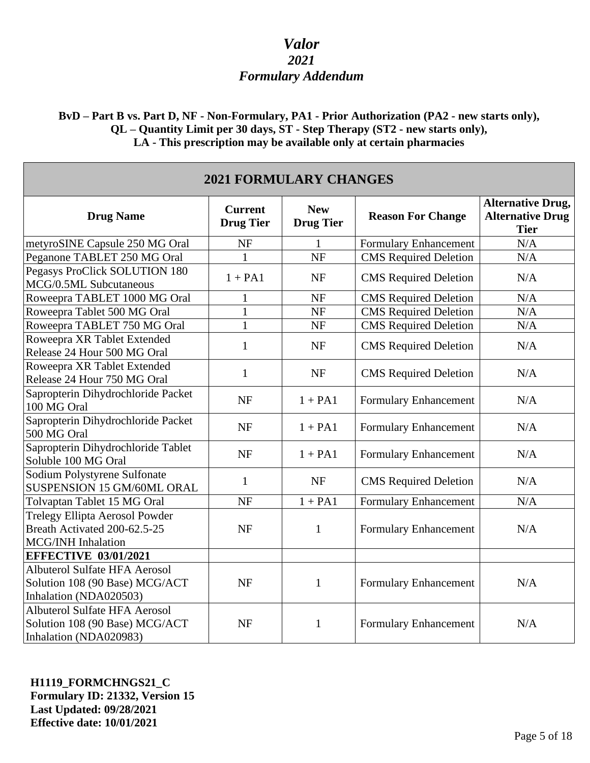# *Valor*
## *2021*
## *Formulary Addendum*

**BvD – Part B vs. Part D, NF - Non-Formulary, PA1 - Prior Authorization (PA2 - new starts only), QL – Quantity Limit per 30 days, ST - Step Therapy (ST2 - new starts only), LA - This prescription may be available only at certain pharmacies**

| **2021 FORMULARY CHANGES** | | | | |
|---|---|---|---|---|
| **Drug Name** | **Current Drug Tier** | **New Drug Tier** | **Reason For Change** | **Alternative Drug, Alternative Drug Tier** |
| metyroSINE Capsule 250 MG Oral | NF | 1 | Formulary Enhancement | N/A |
| Peganone TABLET 250 MG Oral | 1 | NF | CMS Required Deletion | N/A |
| Pegasys ProClick SOLUTION 180 MCG/0.5ML Subcutaneous | 1 + PA1 | NF | CMS Required Deletion | N/A |
| Roweepra TABLET 1000 MG Oral | 1 | NF | CMS Required Deletion | N/A |
| Roweepra Tablet 500 MG Oral | 1 | NF | CMS Required Deletion | N/A |
| Roweepra TABLET 750 MG Oral | 1 | NF | CMS Required Deletion | N/A |
| Roweepra XR Tablet Extended Release 24 Hour 500 MG Oral | 1 | NF | CMS Required Deletion | N/A |
| Roweepra XR Tablet Extended Release 24 Hour 750 MG Oral | 1 | NF | CMS Required Deletion | N/A |
| Sapropterin Dihydrochloride Packet 100 MG Oral | NF | 1 + PA1 | Formulary Enhancement | N/A |
| Sapropterin Dihydrochloride Packet 500 MG Oral | NF | 1 + PA1 | Formulary Enhancement | N/A |
| Sapropterin Dihydrochloride Tablet Soluble 100 MG Oral | NF | 1 + PA1 | Formulary Enhancement | N/A |
| Sodium Polystyrene Sulfonate SUSPENSION 15 GM/60ML ORAL | 1 | NF | CMS Required Deletion | N/A |
| Tolvaptan Tablet 15 MG Oral | NF | 1 + PA1 | Formulary Enhancement | N/A |
| Trelegy Ellipta Aerosol Powder Breath Activated 200-62.5-25 MCG/INH Inhalation | NF | 1 | Formulary Enhancement | N/A |
| **EFFECTIVE 03/01/2021** | | | | |
| Albuterol Sulfate HFA Aerosol Solution 108 (90 Base) MCG/ACT Inhalation (NDA020503) | NF | 1 | Formulary Enhancement | N/A |
| Albuterol Sulfate HFA Aerosol Solution 108 (90 Base) MCG/ACT Inhalation (NDA020983) | NF | 1 | Formulary Enhancement | N/A |

**H1119_FORMCHNGS21_C**
**Formulary ID: 21332, Version 15**
**Last Updated: 09/28/2021**
**Effective date: 10/01/2021**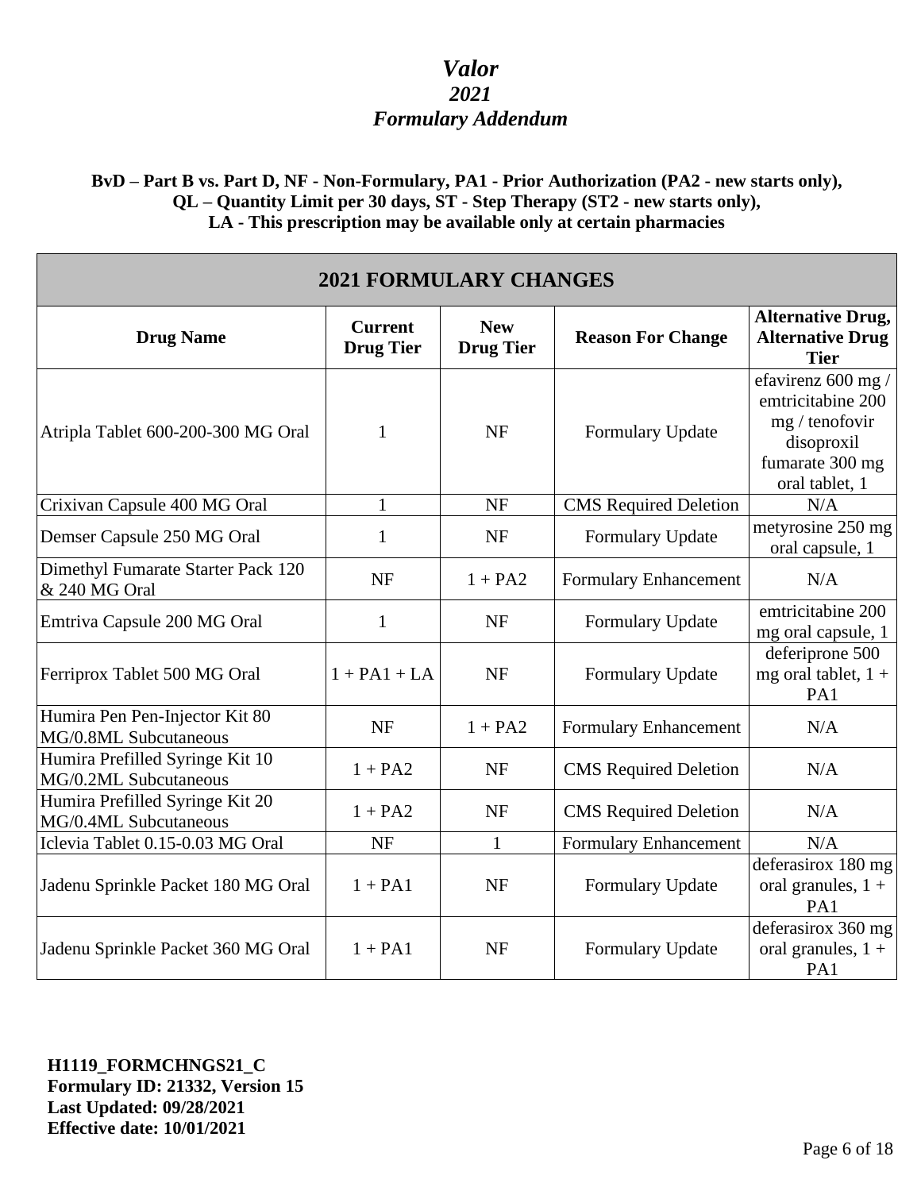# *Valor*
## *2021*
## *Formulary Addendum*

**BvD – Part B vs. Part D, NF - Non-Formulary, PA1 - Prior Authorization (PA2 - new starts only), QL – Quantity Limit per 30 days, ST - Step Therapy (ST2 - new starts only), LA - This prescription may be available only at certain pharmacies**

| 2021 FORMULARY CHANGES | | | | |
|---|---|---|---|---|
| **Drug Name** | **Current Drug Tier** | **New Drug Tier** | **Reason For Change** | **Alternative Drug, Alternative Drug Tier** |
| Atripla Tablet 600-200-300 MG Oral | 1 | NF | Formulary Update | efavirenz 600 mg / emtricitabine 200 mg / tenofovir disoproxil fumarate 300 mg oral tablet, 1 |
| Crixivan Capsule 400 MG Oral | 1 | NF | CMS Required Deletion | N/A |
| Demser Capsule 250 MG Oral | 1 | NF | Formulary Update | metyrosine 250 mg oral capsule, 1 |
| Dimethyl Fumarate Starter Pack 120 & 240 MG Oral | NF | 1 + PA2 | Formulary Enhancement | N/A |
| Emtriva Capsule 200 MG Oral | 1 | NF | Formulary Update | emtricitabine 200 mg oral capsule, 1 |
| Ferriprox Tablet 500 MG Oral | 1 + PA1 + LA | NF | Formulary Update | deferiprone 500 mg oral tablet, 1 + PA1 |
| Humira Pen Pen-Injector Kit 80 MG/0.8ML Subcutaneous | NF | 1 + PA2 | Formulary Enhancement | N/A |
| Humira Prefilled Syringe Kit 10 MG/0.2ML Subcutaneous | 1 + PA2 | NF | CMS Required Deletion | N/A |
| Humira Prefilled Syringe Kit 20 MG/0.4ML Subcutaneous | 1 + PA2 | NF | CMS Required Deletion | N/A |
| Iclevia Tablet 0.15-0.03 MG Oral | NF | 1 | Formulary Enhancement | N/A |
| Jadenu Sprinkle Packet 180 MG Oral | 1 + PA1 | NF | Formulary Update | deferasirox 180 mg oral granules, 1 + PA1 |
| Jadenu Sprinkle Packet 360 MG Oral | 1 + PA1 | NF | Formulary Update | deferasirox 360 mg oral granules, 1 + PA1 |

**H1119_FORMCHNGS21_C**
**Formulary ID: 21332, Version 15**
**Last Updated: 09/28/2021**
**Effective date: 10/01/2021**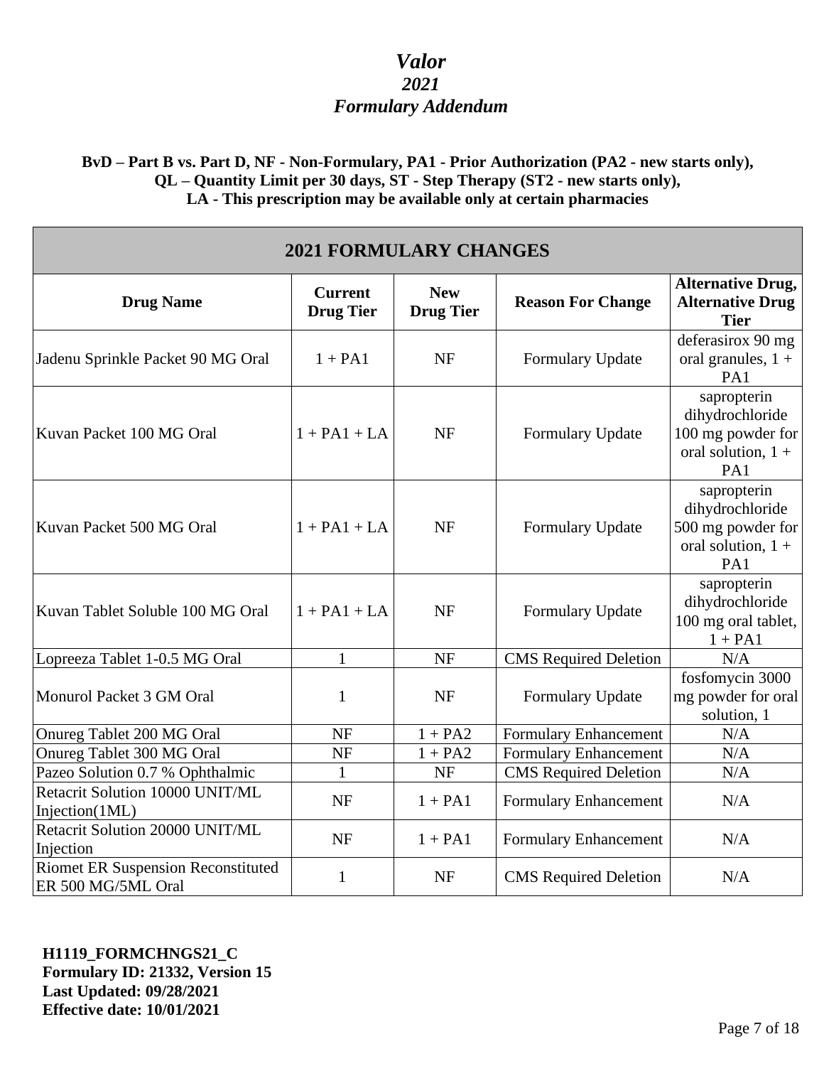# *Valor*
## *2021*
## *Formulary Addendum*

**BvD – Part B vs. Part D, NF - Non-Formulary, PA1 - Prior Authorization (PA2 - new starts only), QL – Quantity Limit per 30 days, ST - Step Therapy (ST2 - new starts only), LA - This prescription may be available only at certain pharmacies**

| 2021 FORMULARY CHANGES | | | | |
|---|---|---|---|---|
| **Drug Name** | **Current Drug Tier** | **New Drug Tier** | **Reason For Change** | **Alternative Drug, Alternative Drug Tier** |
| Jadenu Sprinkle Packet 90 MG Oral | 1 + PA1 | NF | Formulary Update | deferasirox 90 mg oral granules, 1 + PA1 |
| Kuvan Packet 100 MG Oral | 1 + PA1 + LA | NF | Formulary Update | sapropterin dihydrochloride 100 mg powder for oral solution, 1 + PA1 |
| Kuvan Packet 500 MG Oral | 1 + PA1 + LA | NF | Formulary Update | sapropterin dihydrochloride 500 mg powder for oral solution, 1 + PA1 |
| Kuvan Tablet Soluble 100 MG Oral | 1 + PA1 + LA | NF | Formulary Update | sapropterin dihydrochloride 100 mg oral tablet, 1 + PA1 |
| Lopreeza Tablet 1-0.5 MG Oral | 1 | NF | CMS Required Deletion | N/A |
| Monurol Packet 3 GM Oral | 1 | NF | Formulary Update | fosfomycin 3000 mg powder for oral solution, 1 |
| Onureg Tablet 200 MG Oral | NF | 1 + PA2 | Formulary Enhancement | N/A |
| Onureg Tablet 300 MG Oral | NF | 1 + PA2 | Formulary Enhancement | N/A |
| Pazeo Solution 0.7 % Ophthalmic | 1 | NF | CMS Required Deletion | N/A |
| Retacrit Solution 10000 UNIT/ML Injection(1ML) | NF | 1 + PA1 | Formulary Enhancement | N/A |
| Retacrit Solution 20000 UNIT/ML Injection | NF | 1 + PA1 | Formulary Enhancement | N/A |
| Riomet ER Suspension Reconstituted ER 500 MG/5ML Oral | 1 | NF | CMS Required Deletion | N/A |

**H1119_FORMCHNGS21_C**
**Formulary ID: 21332, Version 15**
**Last Updated: 09/28/2021**
**Effective date: 10/01/2021**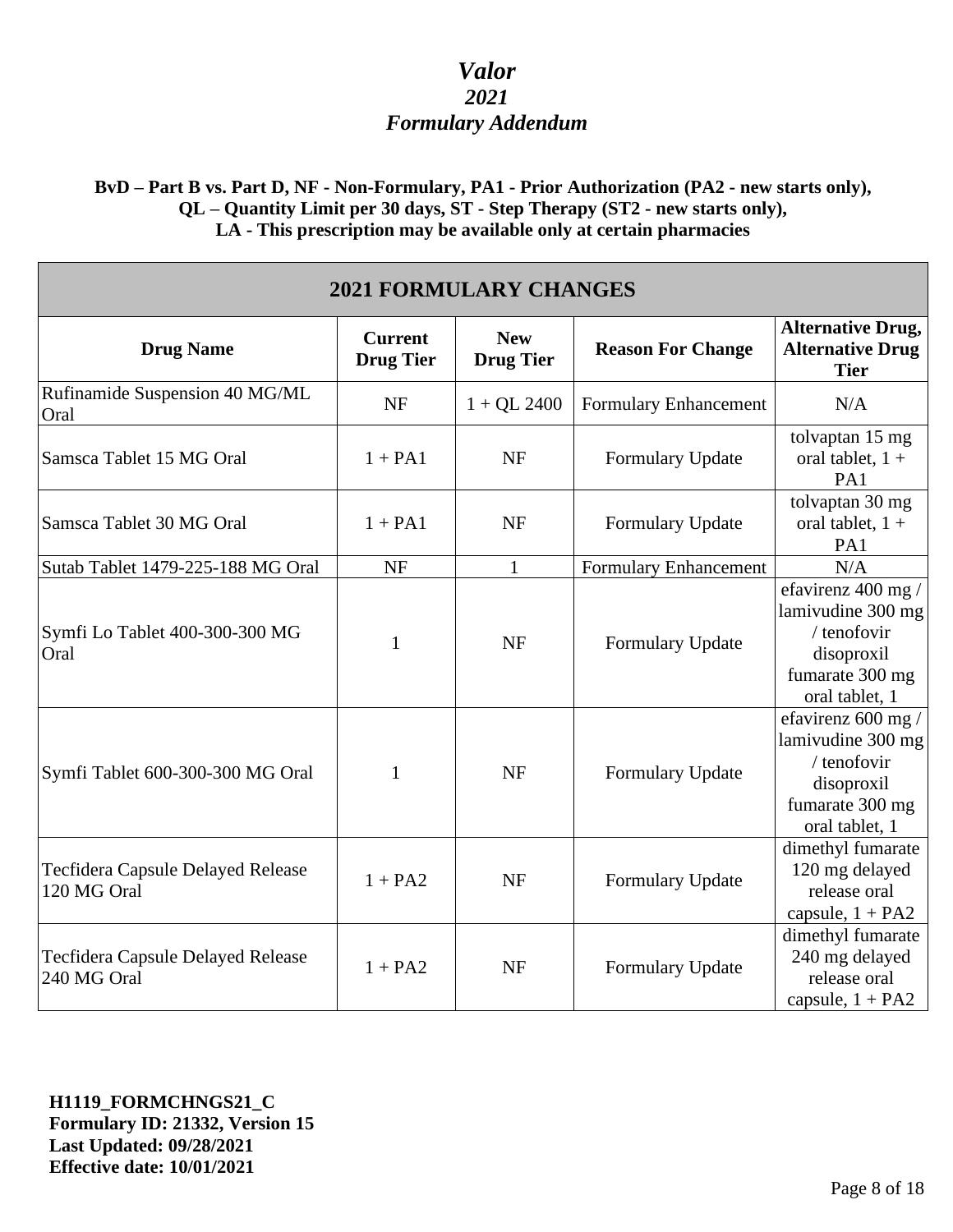# *Valor*
## *2021*
## *Formulary Addendum*

**BvD – Part B vs. Part D, NF - Non-Formulary, PA1 - Prior Authorization (PA2 - new starts only), QL – Quantity Limit per 30 days, ST - Step Therapy (ST2 - new starts only), LA - This prescription may be available only at certain pharmacies**

| 2021 FORMULARY CHANGES | | | | |
|---|---|---|---|---|
| **Drug Name** | **Current Drug Tier** | **New Drug Tier** | **Reason For Change** | **Alternative Drug, Alternative Drug Tier** |
| Rufinamide Suspension 40 MG/ML Oral | NF | 1 + QL 2400 | Formulary Enhancement | N/A |
| Samsca Tablet 15 MG Oral | 1 + PA1 | NF | Formulary Update | tolvaptan 15 mg oral tablet, 1 + PA1 |
| Samsca Tablet 30 MG Oral | 1 + PA1 | NF | Formulary Update | tolvaptan 30 mg oral tablet, 1 + PA1 |
| Sutab Tablet 1479-225-188 MG Oral | NF | 1 | Formulary Enhancement | N/A |
| Symfi Lo Tablet 400-300-300 MG Oral | 1 | NF | Formulary Update | efavirenz 400 mg / lamivudine 300 mg / tenofovir disoproxil fumarate 300 mg oral tablet, 1 |
| Symfi Tablet 600-300-300 MG Oral | 1 | NF | Formulary Update | efavirenz 600 mg / lamivudine 300 mg / tenofovir disoproxil fumarate 300 mg oral tablet, 1 |
| Tecfidera Capsule Delayed Release 120 MG Oral | 1 + PA2 | NF | Formulary Update | dimethyl fumarate 120 mg delayed release oral capsule, 1 + PA2 |
| Tecfidera Capsule Delayed Release 240 MG Oral | 1 + PA2 | NF | Formulary Update | dimethyl fumarate 240 mg delayed release oral capsule, 1 + PA2 |

**H1119_FORMCHNGS21_C**
**Formulary ID: 21332, Version 15**
**Last Updated: 09/28/2021**
**Effective date: 10/01/2021**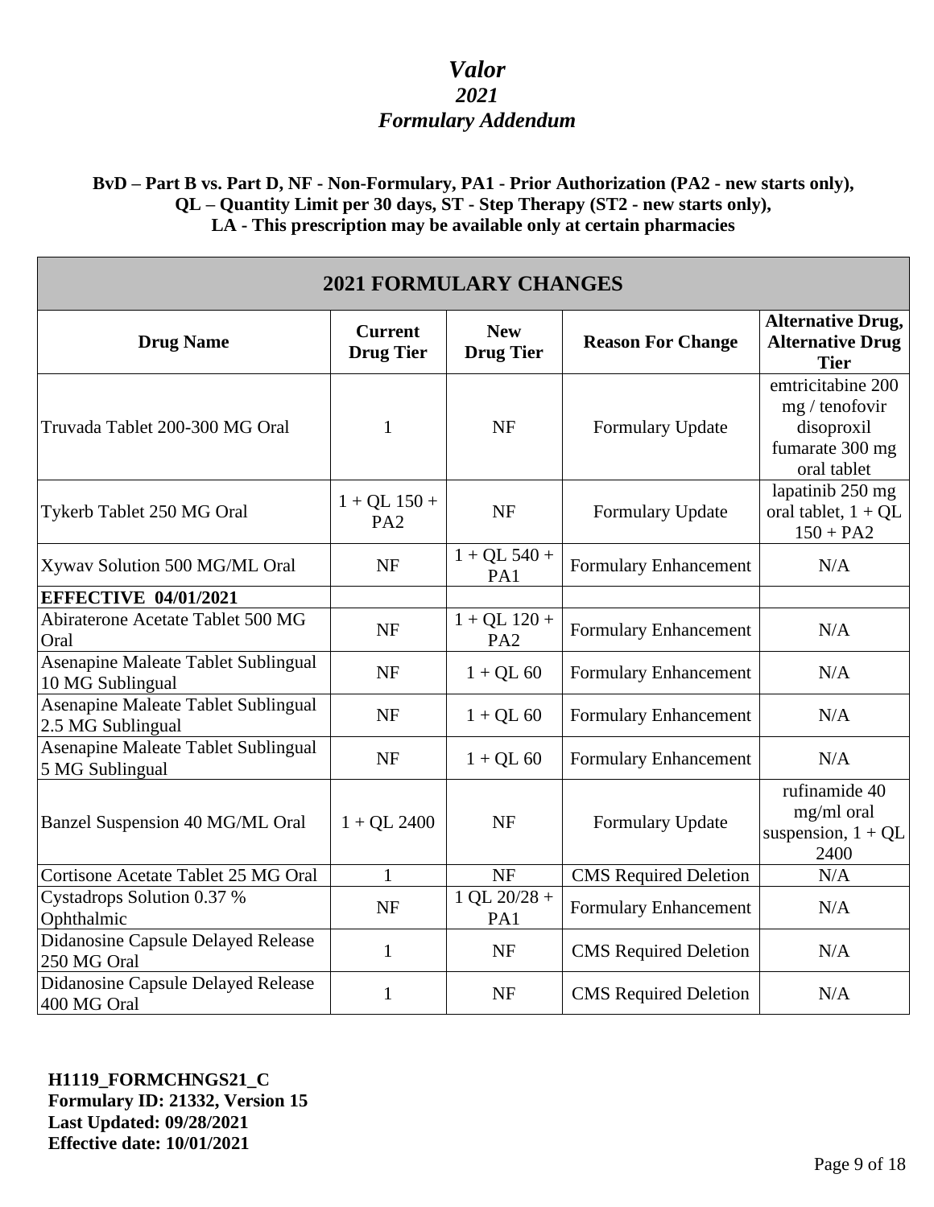# *Valor*
## *2021*
## *Formulary Addendum*

**BvD – Part B vs. Part D, NF - Non-Formulary, PA1 - Prior Authorization (PA2 - new starts only), QL – Quantity Limit per 30 days, ST - Step Therapy (ST2 - new starts only), LA - This prescription may be available only at certain pharmacies**

| **2021 FORMULARY CHANGES** | | | | |
|---|---|---|---|---|
| **Drug Name** | **Current Drug Tier** | **New Drug Tier** | **Reason For Change** | **Alternative Drug, Alternative Drug Tier** |
| Truvada Tablet 200-300 MG Oral | 1 | NF | Formulary Update | emtricitabine 200 mg / tenofovir disoproxil fumarate 300 mg oral tablet |
| Tykerb Tablet 250 MG Oral | 1 + QL 150 + PA2 | NF | Formulary Update | lapatinib 250 mg oral tablet, 1 + QL 150 + PA2 |
| Xywav Solution 500 MG/ML Oral | NF | 1 + QL 540 + PA1 | Formulary Enhancement | N/A |
| **EFFECTIVE 04/01/2021** | | | | |
| Abiraterone Acetate Tablet 500 MG Oral | NF | 1 + QL 120 + PA2 | Formulary Enhancement | N/A |
| Asenapine Maleate Tablet Sublingual 10 MG Sublingual | NF | 1 + QL 60 | Formulary Enhancement | N/A |
| Asenapine Maleate Tablet Sublingual 2.5 MG Sublingual | NF | 1 + QL 60 | Formulary Enhancement | N/A |
| Asenapine Maleate Tablet Sublingual 5 MG Sublingual | NF | 1 + QL 60 | Formulary Enhancement | N/A |
| Banzel Suspension 40 MG/ML Oral | 1 + QL 2400 | NF | Formulary Update | rufinamide 40 mg/ml oral suspension, 1 + QL 2400 |
| Cortisone Acetate Tablet 25 MG Oral | 1 | NF | CMS Required Deletion | N/A |
| Cystadrops Solution 0.37 % Ophthalmic | NF | 1 QL 20/28 + PA1 | Formulary Enhancement | N/A |
| Didanosine Capsule Delayed Release 250 MG Oral | 1 | NF | CMS Required Deletion | N/A |
| Didanosine Capsule Delayed Release 400 MG Oral | 1 | NF | CMS Required Deletion | N/A |

**H1119_FORMCHNGS21_C**
**Formulary ID: 21332, Version 15**
**Last Updated: 09/28/2021**
**Effective date: 10/01/2021**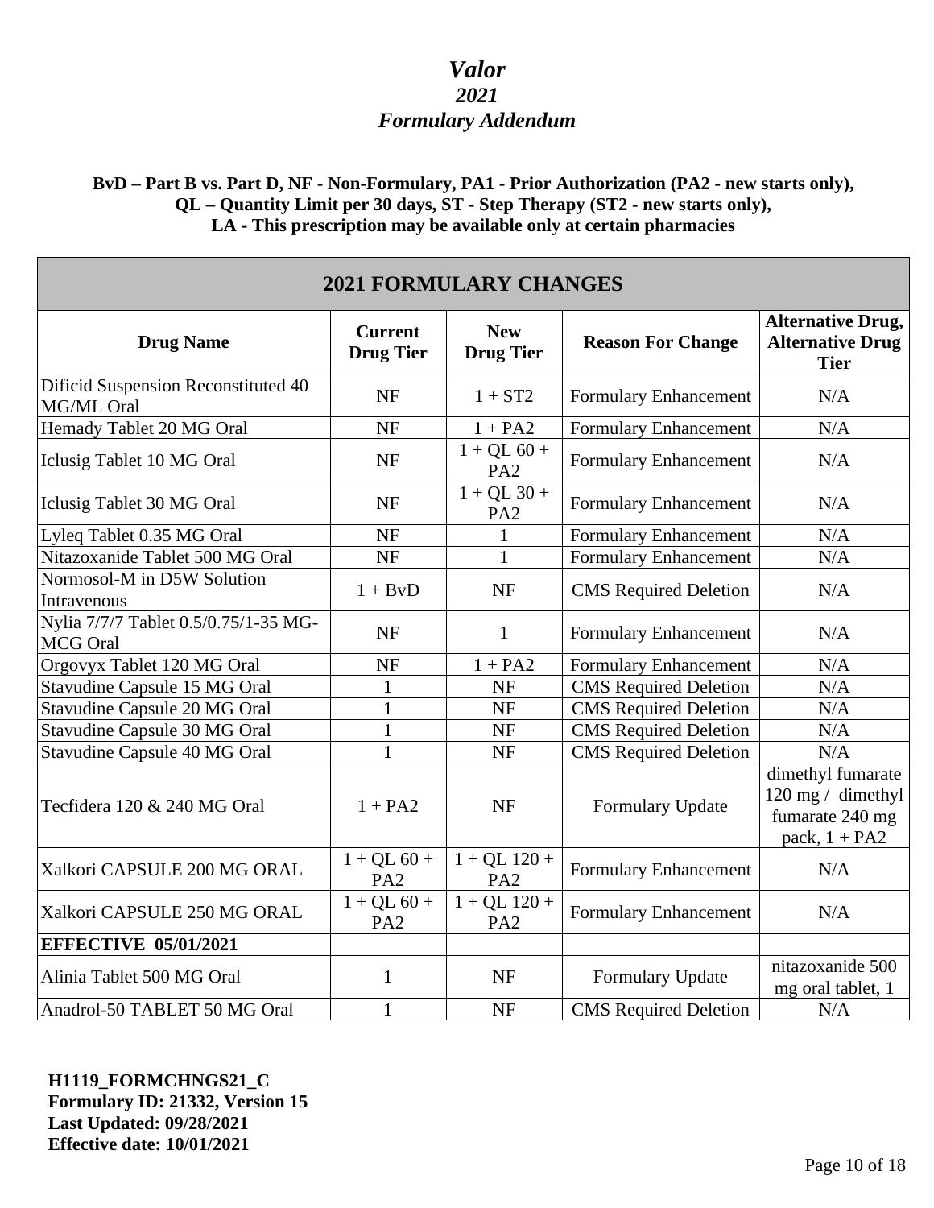# *Valor*
## *2021*
## *Formulary Addendum*

**BvD – Part B vs. Part D, NF - Non-Formulary, PA1 - Prior Authorization (PA2 - new starts only), QL – Quantity Limit per 30 days, ST - Step Therapy (ST2 - new starts only), LA - This prescription may be available only at certain pharmacies**

| **2021 FORMULARY CHANGES** | | | | |
|---|---|---|---|---|
| **Drug Name** | **Current Drug Tier** | **New Drug Tier** | **Reason For Change** | **Alternative Drug, Alternative Drug Tier** |
| Dificid Suspension Reconstituted 40 MG/ML Oral | NF | 1 + ST2 | Formulary Enhancement | N/A |
| Hemady Tablet 20 MG Oral | NF | 1 + PA2 | Formulary Enhancement | N/A |
| Iclusig Tablet 10 MG Oral | NF | 1 + QL 60 + PA2 | Formulary Enhancement | N/A |
| Iclusig Tablet 30 MG Oral | NF | 1 + QL 30 + PA2 | Formulary Enhancement | N/A |
| Lyleq Tablet 0.35 MG Oral | NF | 1 | Formulary Enhancement | N/A |
| Nitazoxanide Tablet 500 MG Oral | NF | 1 | Formulary Enhancement | N/A |
| Normosol-M in D5W Solution Intravenous | 1 + BvD | NF | CMS Required Deletion | N/A |
| Nylia 7/7/7 Tablet 0.5/0.75/1-35 MG-MCG Oral | NF | 1 | Formulary Enhancement | N/A |
| Orgovyx Tablet 120 MG Oral | NF | 1 + PA2 | Formulary Enhancement | N/A |
| Stavudine Capsule 15 MG Oral | 1 | NF | CMS Required Deletion | N/A |
| Stavudine Capsule 20 MG Oral | 1 | NF | CMS Required Deletion | N/A |
| Stavudine Capsule 30 MG Oral | 1 | NF | CMS Required Deletion | N/A |
| Stavudine Capsule 40 MG Oral | 1 | NF | CMS Required Deletion | N/A |
| Tecfidera 120 & 240 MG Oral | 1 + PA2 | NF | Formulary Update | dimethyl fumarate 120 mg / dimethyl fumarate 240 mg pack, 1 + PA2 |
| Xalkori CAPSULE 200 MG ORAL | 1 + QL 60 + PA2 | 1 + QL 120 + PA2 | Formulary Enhancement | N/A |
| Xalkori CAPSULE 250 MG ORAL | 1 + QL 60 + PA2 | 1 + QL 120 + PA2 | Formulary Enhancement | N/A |
| **EFFECTIVE 05/01/2021** | | | | |
| Alinia Tablet 500 MG Oral | 1 | NF | Formulary Update | nitazoxanide 500 mg oral tablet, 1 |
| Anadrol-50 TABLET 50 MG Oral | 1 | NF | CMS Required Deletion | N/A |

**H1119_FORMCHNGS21_C**
**Formulary ID: 21332, Version 15**
**Last Updated: 09/28/2021**
**Effective date: 10/01/2021**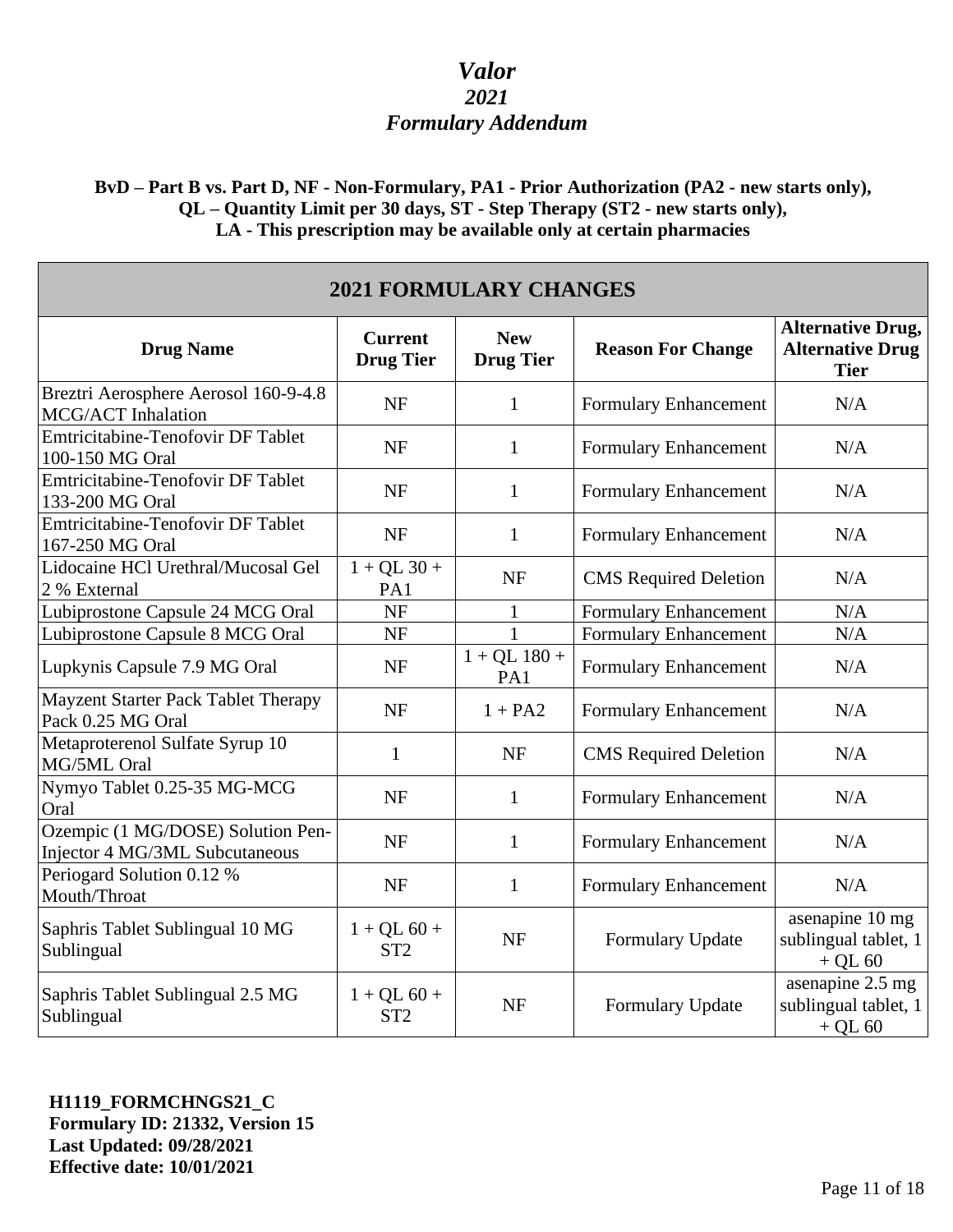# *Valor*
## *2021*
## *Formulary Addendum*

**BvD – Part B vs. Part D, NF - Non-Formulary, PA1 - Prior Authorization (PA2 - new starts only), QL – Quantity Limit per 30 days, ST - Step Therapy (ST2 - new starts only), LA - This prescription may be available only at certain pharmacies**

| **2021 FORMULARY CHANGES** | | | | |
|---|---|---|---|---|
| **Drug Name** | **Current Drug Tier** | **New Drug Tier** | **Reason For Change** | **Alternative Drug, Alternative Drug Tier** |
| Breztri Aerosphere Aerosol 160-9-4.8 MCG/ACT Inhalation | NF | 1 | Formulary Enhancement | N/A |
| Emtricitabine-Tenofovir DF Tablet 100-150 MG Oral | NF | 1 | Formulary Enhancement | N/A |
| Emtricitabine-Tenofovir DF Tablet 133-200 MG Oral | NF | 1 | Formulary Enhancement | N/A |
| Emtricitabine-Tenofovir DF Tablet 167-250 MG Oral | NF | 1 | Formulary Enhancement | N/A |
| Lidocaine HCl Urethral/Mucosal Gel 2 % External | 1 + QL 30 + PA1 | NF | CMS Required Deletion | N/A |
| Lubiprostone Capsule 24 MCG Oral | NF | 1 | Formulary Enhancement | N/A |
| Lubiprostone Capsule 8 MCG Oral | NF | 1 | Formulary Enhancement | N/A |
| Lupkynis Capsule 7.9 MG Oral | NF | 1 + QL 180 + PA1 | Formulary Enhancement | N/A |
| Mayzent Starter Pack Tablet Therapy Pack 0.25 MG Oral | NF | 1 + PA2 | Formulary Enhancement | N/A |
| Metaproterenol Sulfate Syrup 10 MG/5ML Oral | 1 | NF | CMS Required Deletion | N/A |
| Nymyo Tablet 0.25-35 MG-MCG Oral | NF | 1 | Formulary Enhancement | N/A |
| Ozempic (1 MG/DOSE) Solution Pen-Injector 4 MG/3ML Subcutaneous | NF | 1 | Formulary Enhancement | N/A |
| Periogard Solution 0.12 % Mouth/Throat | NF | 1 | Formulary Enhancement | N/A |
| Saphris Tablet Sublingual 10 MG Sublingual | 1 + QL 60 + ST2 | NF | Formulary Update | asenapine 10 mg sublingual tablet, 1 + QL 60 |
| Saphris Tablet Sublingual 2.5 MG Sublingual | 1 + QL 60 + ST2 | NF | Formulary Update | asenapine 2.5 mg sublingual tablet, 1 + QL 60 |

**H1119_FORMCHNGS21_C**
**Formulary ID: 21332, Version 15**
**Last Updated: 09/28/2021**
**Effective date: 10/01/2021**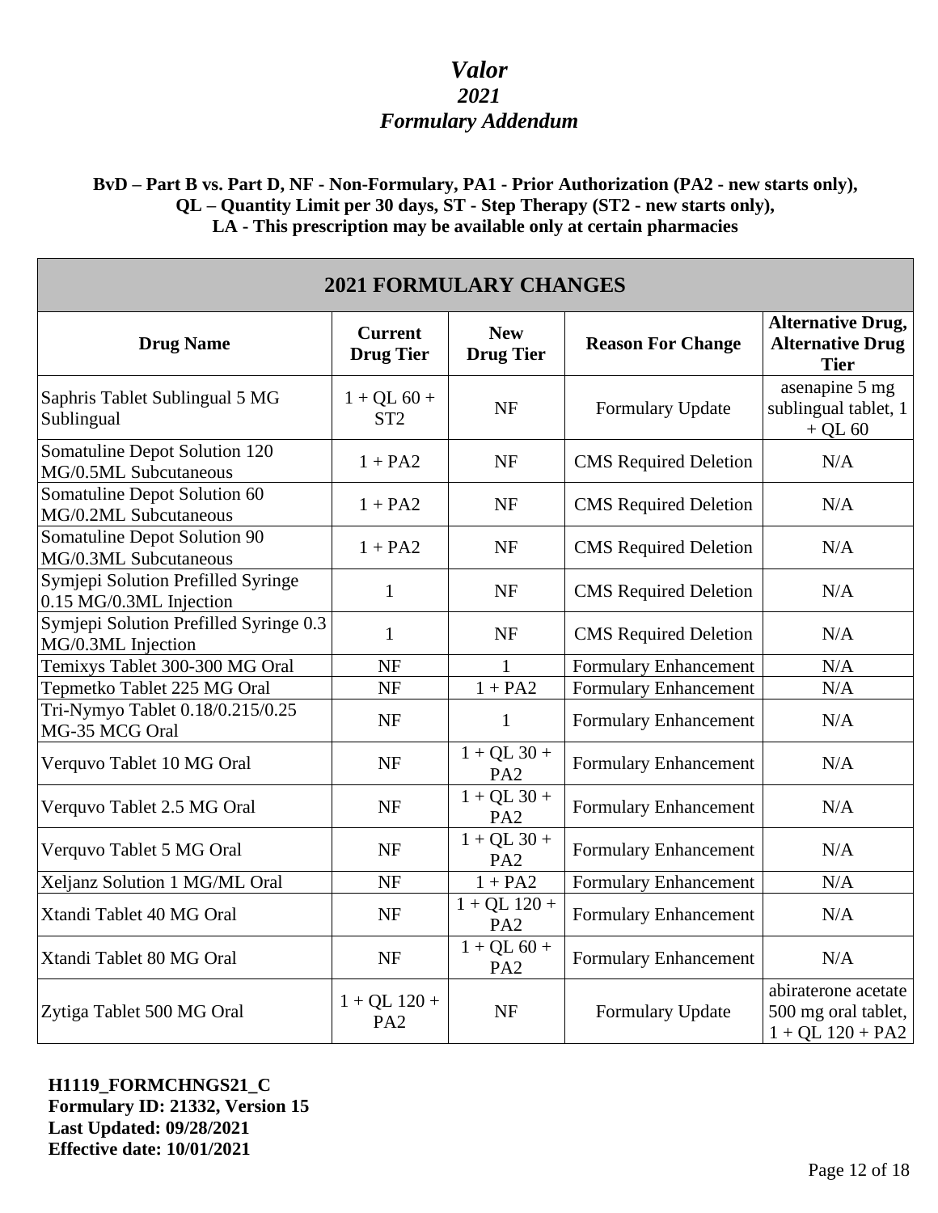# *Valor*
## *2021*
## *Formulary Addendum*

**BvD – Part B vs. Part D, NF - Non-Formulary, PA1 - Prior Authorization (PA2 - new starts only), QL – Quantity Limit per 30 days, ST - Step Therapy (ST2 - new starts only), LA - This prescription may be available only at certain pharmacies**

| **2021 FORMULARY CHANGES** | | | | |
|---|---|---|---|---|
| **Drug Name** | **Current Drug Tier** | **New Drug Tier** | **Reason For Change** | **Alternative Drug, Alternative Drug Tier** |
| Saphris Tablet Sublingual 5 MG Sublingual | 1 + QL 60 + ST2 | NF | Formulary Update | asenapine 5 mg sublingual tablet, 1 + QL 60 |
| Somatuline Depot Solution 120 MG/0.5ML Subcutaneous | 1 + PA2 | NF | CMS Required Deletion | N/A |
| Somatuline Depot Solution 60 MG/0.2ML Subcutaneous | 1 + PA2 | NF | CMS Required Deletion | N/A |
| Somatuline Depot Solution 90 MG/0.3ML Subcutaneous | 1 + PA2 | NF | CMS Required Deletion | N/A |
| Symjepi Solution Prefilled Syringe 0.15 MG/0.3ML Injection | 1 | NF | CMS Required Deletion | N/A |
| Symjepi Solution Prefilled Syringe 0.3 MG/0.3ML Injection | 1 | NF | CMS Required Deletion | N/A |
| Temixys Tablet 300-300 MG Oral | NF | 1 | Formulary Enhancement | N/A |
| Tepmetko Tablet 225 MG Oral | NF | 1 + PA2 | Formulary Enhancement | N/A |
| Tri-Nymyo Tablet 0.18/0.215/0.25 MG-35 MCG Oral | NF | 1 | Formulary Enhancement | N/A |
| Verquvo Tablet 10 MG Oral | NF | 1 + QL 30 + PA2 | Formulary Enhancement | N/A |
| Verquvo Tablet 2.5 MG Oral | NF | 1 + QL 30 + PA2 | Formulary Enhancement | N/A |
| Verquvo Tablet 5 MG Oral | NF | 1 + QL 30 + PA2 | Formulary Enhancement | N/A |
| Xeljanz Solution 1 MG/ML Oral | NF | 1 + PA2 | Formulary Enhancement | N/A |
| Xtandi Tablet 40 MG Oral | NF | 1 + QL 120 + PA2 | Formulary Enhancement | N/A |
| Xtandi Tablet 80 MG Oral | NF | 1 + QL 60 + PA2 | Formulary Enhancement | N/A |
| Zytiga Tablet 500 MG Oral | 1 + QL 120 + PA2 | NF | Formulary Update | abiraterone acetate 500 mg oral tablet, 1 + QL 120 + PA2 |

**H1119_FORMCHNGS21_C**
**Formulary ID: 21332, Version 15**
**Last Updated: 09/28/2021**
**Effective date: 10/01/2021**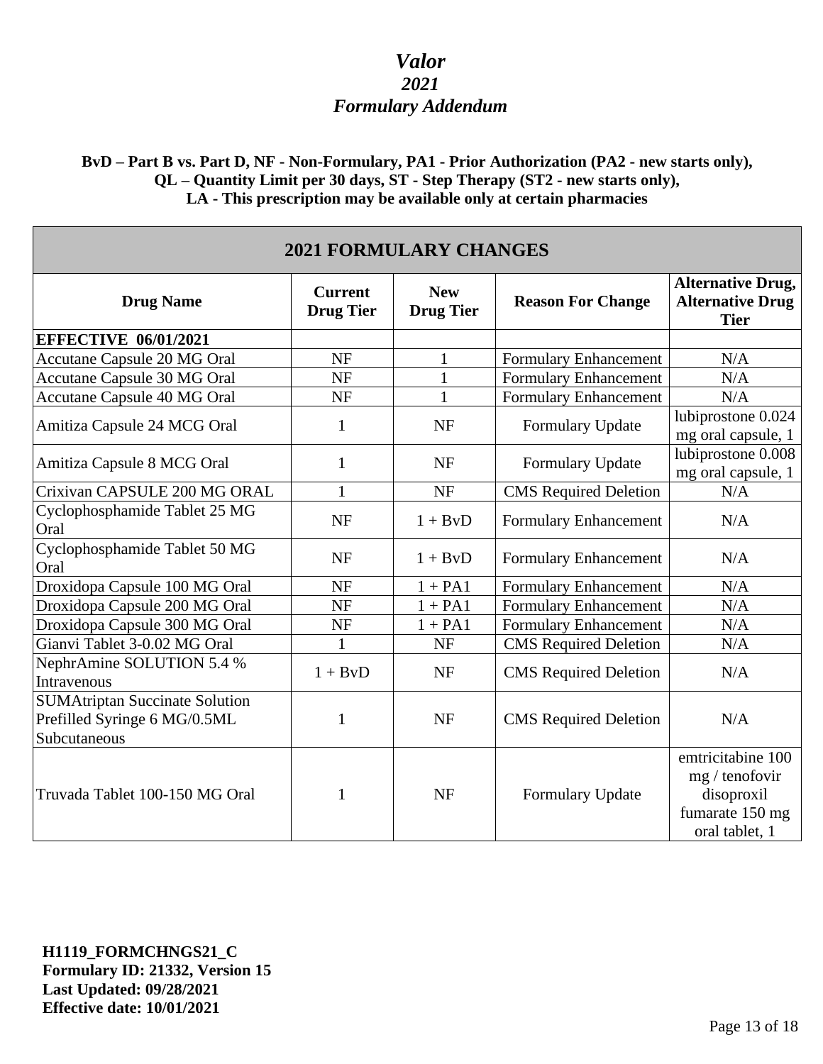# *Valor*
## *2021*
## *Formulary Addendum*

**BvD – Part B vs. Part D, NF - Non-Formulary, PA1 - Prior Authorization (PA2 - new starts only), QL – Quantity Limit per 30 days, ST - Step Therapy (ST2 - new starts only), LA - This prescription may be available only at certain pharmacies**

| 2021 FORMULARY CHANGES | | | | |
|---|---|---|---|---|
| **Drug Name** | **Current Drug Tier** | **New Drug Tier** | **Reason For Change** | **Alternative Drug, Alternative Drug Tier** |
| **EFFECTIVE 06/01/2021** | | | | |
| Accutane Capsule 20 MG Oral | NF | 1 | Formulary Enhancement | N/A |
| Accutane Capsule 30 MG Oral | NF | 1 | Formulary Enhancement | N/A |
| Accutane Capsule 40 MG Oral | NF | 1 | Formulary Enhancement | N/A |
| Amitiza Capsule 24 MCG Oral | 1 | NF | Formulary Update | lubiprostone 0.024 mg oral capsule, 1 |
| Amitiza Capsule 8 MCG Oral | 1 | NF | Formulary Update | lubiprostone 0.008 mg oral capsule, 1 |
| Crixivan CAPSULE 200 MG ORAL | 1 | NF | CMS Required Deletion | N/A |
| Cyclophosphamide Tablet 25 MG Oral | NF | 1 + BvD | Formulary Enhancement | N/A |
| Cyclophosphamide Tablet 50 MG Oral | NF | 1 + BvD | Formulary Enhancement | N/A |
| Droxidopa Capsule 100 MG Oral | NF | 1 + PA1 | Formulary Enhancement | N/A |
| Droxidopa Capsule 200 MG Oral | NF | 1 + PA1 | Formulary Enhancement | N/A |
| Droxidopa Capsule 300 MG Oral | NF | 1 + PA1 | Formulary Enhancement | N/A |
| Gianvi Tablet 3-0.02 MG Oral | 1 | NF | CMS Required Deletion | N/A |
| NephrAmine SOLUTION 5.4 % Intravenous | 1 + BvD | NF | CMS Required Deletion | N/A |
| SUMAtriptan Succinate Solution Prefilled Syringe 6 MG/0.5ML Subcutaneous | 1 | NF | CMS Required Deletion | N/A |
| Truvada Tablet 100-150 MG Oral | 1 | NF | Formulary Update | emtricitabine 100 mg / tenofovir disoproxil fumarate 150 mg oral tablet, 1 |

**H1119_FORMCHNGS21_C**
**Formulary ID: 21332, Version 15**
**Last Updated: 09/28/2021**
**Effective date: 10/01/2021**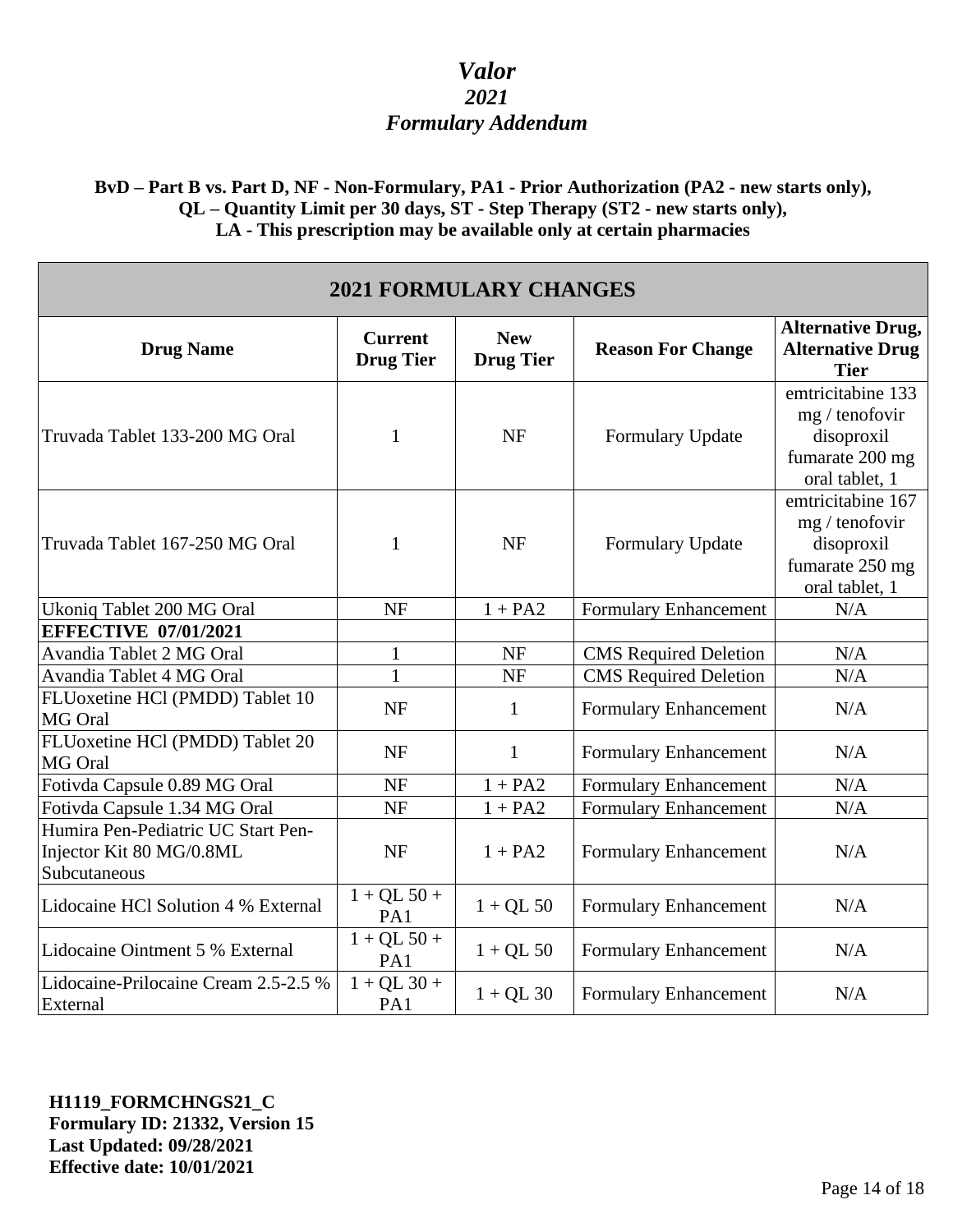# *Valor*
## *2021*
## *Formulary Addendum*

**BvD – Part B vs. Part D, NF - Non-Formulary, PA1 - Prior Authorization (PA2 - new starts only), QL – Quantity Limit per 30 days, ST - Step Therapy (ST2 - new starts only), LA - This prescription may be available only at certain pharmacies**

| **2021 FORMULARY CHANGES** | | | | |
|---|---|---|---|---|
| **Drug Name** | **Current Drug Tier** | **New Drug Tier** | **Reason For Change** | **Alternative Drug, Alternative Drug Tier** |
| Truvada Tablet 133-200 MG Oral | 1 | NF | Formulary Update | emtricitabine 133 mg / tenofovir disoproxil fumarate 200 mg oral tablet, 1 |
| Truvada Tablet 167-250 MG Oral | 1 | NF | Formulary Update | emtricitabine 167 mg / tenofovir disoproxil fumarate 250 mg oral tablet, 1 |
| Ukoniq Tablet 200 MG Oral | NF | 1 + PA2 | Formulary Enhancement | N/A |
| **EFFECTIVE 07/01/2021** | | | | |
| Avandia Tablet 2 MG Oral | 1 | NF | CMS Required Deletion | N/A |
| Avandia Tablet 4 MG Oral | 1 | NF | CMS Required Deletion | N/A |
| FLUoxetine HCl (PMDD) Tablet 10 MG Oral | NF | 1 | Formulary Enhancement | N/A |
| FLUoxetine HCl (PMDD) Tablet 20 MG Oral | NF | 1 | Formulary Enhancement | N/A |
| Fotivda Capsule 0.89 MG Oral | NF | 1 + PA2 | Formulary Enhancement | N/A |
| Fotivda Capsule 1.34 MG Oral | NF | 1 + PA2 | Formulary Enhancement | N/A |
| Humira Pen-Pediatric UC Start Pen-Injector Kit 80 MG/0.8ML Subcutaneous | NF | 1 + PA2 | Formulary Enhancement | N/A |
| Lidocaine HCl Solution 4 % External | 1 + QL 50 + PA1 | 1 + QL 50 | Formulary Enhancement | N/A |
| Lidocaine Ointment 5 % External | 1 + QL 50 + PA1 | 1 + QL 50 | Formulary Enhancement | N/A |
| Lidocaine-Prilocaine Cream 2.5-2.5 % External | 1 + QL 30 + PA1 | 1 + QL 30 | Formulary Enhancement | N/A |

**H1119_FORMCHNGS21_C**
**Formulary ID: 21332, Version 15**
**Last Updated: 09/28/2021**
**Effective date: 10/01/2021**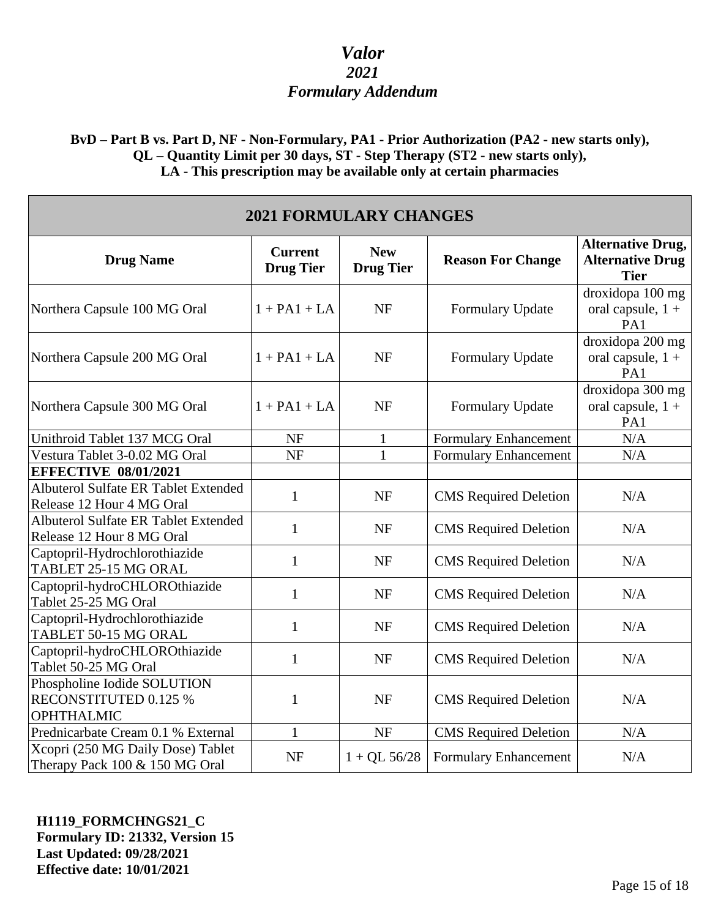# *Valor*
## *2021*
## *Formulary Addendum*

**BvD – Part B vs. Part D, NF - Non-Formulary, PA1 - Prior Authorization (PA2 - new starts only), QL – Quantity Limit per 30 days, ST - Step Therapy (ST2 - new starts only), LA - This prescription may be available only at certain pharmacies**

| **2021 FORMULARY CHANGES** | | | | |
|---|---|---|---|---|
| **Drug Name** | **Current Drug Tier** | **New Drug Tier** | **Reason For Change** | **Alternative Drug, Alternative Drug Tier** |
| Northera Capsule 100 MG Oral | 1 + PA1 + LA | NF | Formulary Update | droxidopa 100 mg oral capsule, 1 + PA1 |
| Northera Capsule 200 MG Oral | 1 + PA1 + LA | NF | Formulary Update | droxidopa 200 mg oral capsule, 1 + PA1 |
| Northera Capsule 300 MG Oral | 1 + PA1 + LA | NF | Formulary Update | droxidopa 300 mg oral capsule, 1 + PA1 |
| Unithroid Tablet 137 MCG Oral | NF | 1 | Formulary Enhancement | N/A |
| Vestura Tablet 3-0.02 MG Oral | NF | 1 | Formulary Enhancement | N/A |
| **EFFECTIVE 08/01/2021** | | | | |
| Albuterol Sulfate ER Tablet Extended Release 12 Hour 4 MG Oral | 1 | NF | CMS Required Deletion | N/A |
| Albuterol Sulfate ER Tablet Extended Release 12 Hour 8 MG Oral | 1 | NF | CMS Required Deletion | N/A |
| Captopril-Hydrochlorothiazide TABLET 25-15 MG ORAL | 1 | NF | CMS Required Deletion | N/A |
| Captopril-hydroCHLOROthiazide Tablet 25-25 MG Oral | 1 | NF | CMS Required Deletion | N/A |
| Captopril-Hydrochlorothiazide TABLET 50-15 MG ORAL | 1 | NF | CMS Required Deletion | N/A |
| Captopril-hydroCHLOROthiazide Tablet 50-25 MG Oral | 1 | NF | CMS Required Deletion | N/A |
| Phospholine Iodide SOLUTION RECONSTITUTED 0.125 % OPHTHALMIC | 1 | NF | CMS Required Deletion | N/A |
| Prednicarbate Cream 0.1 % External | 1 | NF | CMS Required Deletion | N/A |
| Xcopri (250 MG Daily Dose) Tablet Therapy Pack 100 & 150 MG Oral | NF | 1 + QL 56/28 | Formulary Enhancement | N/A |

**H1119_FORMCHNGS21_C**
**Formulary ID: 21332, Version 15**
**Last Updated: 09/28/2021**
**Effective date: 10/01/2021**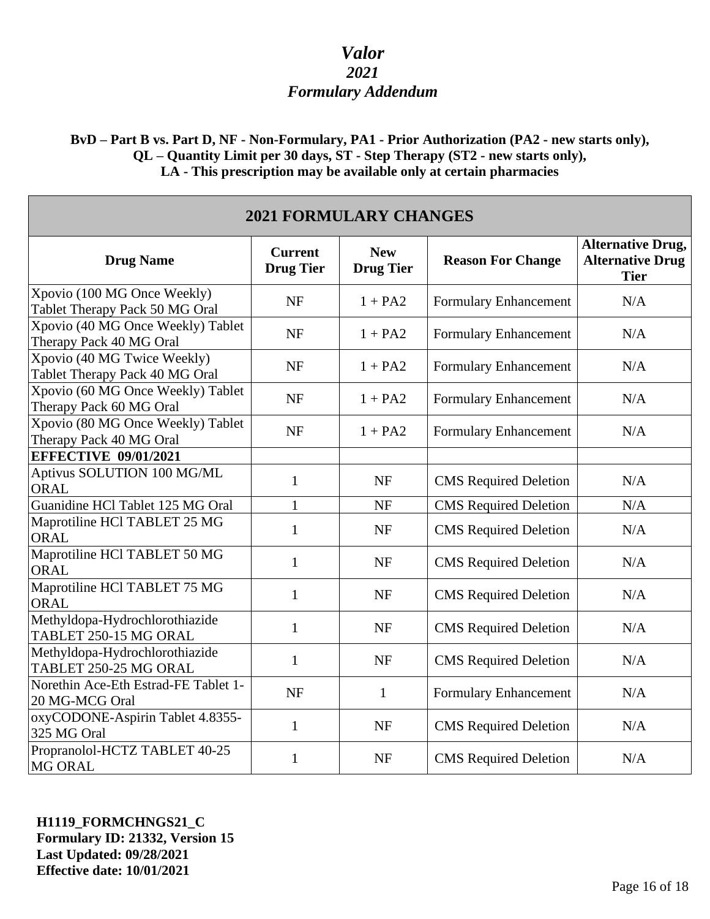# *Valor*
## *2021*
## *Formulary Addendum*

**BvD – Part B vs. Part D, NF - Non-Formulary, PA1 - Prior Authorization (PA2 - new starts only), QL – Quantity Limit per 30 days, ST - Step Therapy (ST2 - new starts only), LA - This prescription may be available only at certain pharmacies**

| **2021 FORMULARY CHANGES** | | | | |
|---|---|---|---|---|
| **Drug Name** | **Current Drug Tier** | **New Drug Tier** | **Reason For Change** | **Alternative Drug, Alternative Drug Tier** |
| Xpovio (100 MG Once Weekly) Tablet Therapy Pack 50 MG Oral | NF | 1 + PA2 | Formulary Enhancement | N/A |
| Xpovio (40 MG Once Weekly) Tablet Therapy Pack 40 MG Oral | NF | 1 + PA2 | Formulary Enhancement | N/A |
| Xpovio (40 MG Twice Weekly) Tablet Therapy Pack 40 MG Oral | NF | 1 + PA2 | Formulary Enhancement | N/A |
| Xpovio (60 MG Once Weekly) Tablet Therapy Pack 60 MG Oral | NF | 1 + PA2 | Formulary Enhancement | N/A |
| Xpovio (80 MG Once Weekly) Tablet Therapy Pack 40 MG Oral | NF | 1 + PA2 | Formulary Enhancement | N/A |
| **EFFECTIVE 09/01/2021** | | | | |
| Aptivus SOLUTION 100 MG/ML ORAL | 1 | NF | CMS Required Deletion | N/A |
| Guanidine HCl Tablet 125 MG Oral | 1 | NF | CMS Required Deletion | N/A |
| Maprotiline HCl TABLET 25 MG ORAL | 1 | NF | CMS Required Deletion | N/A |
| Maprotiline HCl TABLET 50 MG ORAL | 1 | NF | CMS Required Deletion | N/A |
| Maprotiline HCl TABLET 75 MG ORAL | 1 | NF | CMS Required Deletion | N/A |
| Methyldopa-Hydrochlorothiazide TABLET 250-15 MG ORAL | 1 | NF | CMS Required Deletion | N/A |
| Methyldopa-Hydrochlorothiazide TABLET 250-25 MG ORAL | 1 | NF | CMS Required Deletion | N/A |
| Norethin Ace-Eth Estrad-FE Tablet 1-20 MG-MCG Oral | NF | 1 | Formulary Enhancement | N/A |
| oxyCODONE-Aspirin Tablet 4.8355-325 MG Oral | 1 | NF | CMS Required Deletion | N/A |
| Propranolol-HCTZ TABLET 40-25 MG ORAL | 1 | NF | CMS Required Deletion | N/A |

**H1119_FORMCHNGS21_C**
**Formulary ID: 21332, Version 15**
**Last Updated: 09/28/2021**
**Effective date: 10/01/2021**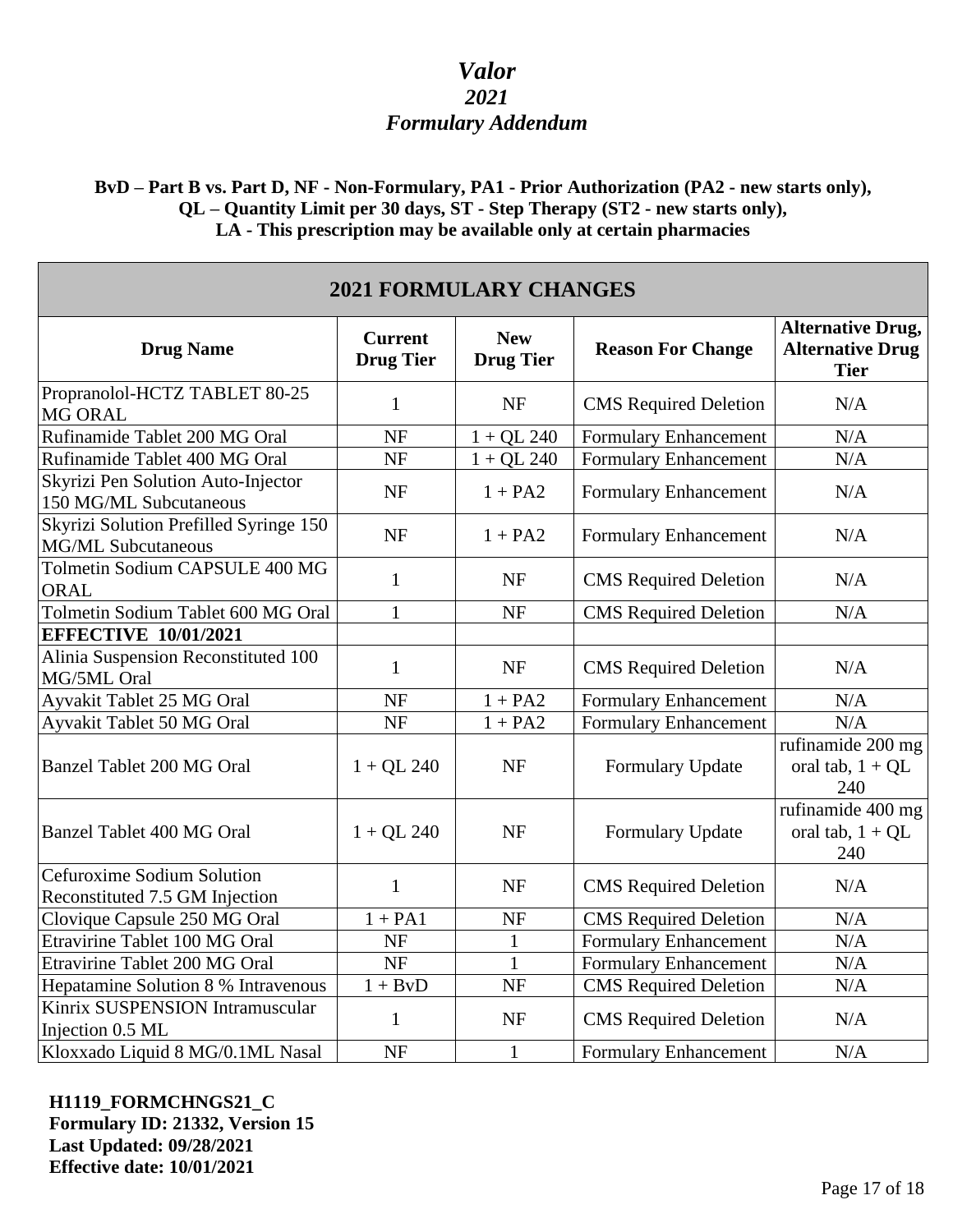# *Valor*
## *2021*
## *Formulary Addendum*

**BvD – Part B vs. Part D, NF - Non-Formulary, PA1 - Prior Authorization (PA2 - new starts only), QL – Quantity Limit per 30 days, ST - Step Therapy (ST2 - new starts only), LA - This prescription may be available only at certain pharmacies**

| **2021 FORMULARY CHANGES** | | | | |
|---|---|---|---|---|
| **Drug Name** | **Current Drug Tier** | **New Drug Tier** | **Reason For Change** | **Alternative Drug, Alternative Drug Tier** |
| Propranolol-HCTZ TABLET 80-25 MG ORAL | 1 | NF | CMS Required Deletion | N/A |
| Rufinamide Tablet 200 MG Oral | NF | 1 + QL 240 | Formulary Enhancement | N/A |
| Rufinamide Tablet 400 MG Oral | NF | 1 + QL 240 | Formulary Enhancement | N/A |
| Skyrizi Pen Solution Auto-Injector 150 MG/ML Subcutaneous | NF | 1 + PA2 | Formulary Enhancement | N/A |
| Skyrizi Solution Prefilled Syringe 150 MG/ML Subcutaneous | NF | 1 + PA2 | Formulary Enhancement | N/A |
| Tolmetin Sodium CAPSULE 400 MG ORAL | 1 | NF | CMS Required Deletion | N/A |
| Tolmetin Sodium Tablet 600 MG Oral | 1 | NF | CMS Required Deletion | N/A |
| **EFFECTIVE 10/01/2021** | | | | |
| Alinia Suspension Reconstituted 100 MG/5ML Oral | 1 | NF | CMS Required Deletion | N/A |
| Ayvakit Tablet 25 MG Oral | NF | 1 + PA2 | Formulary Enhancement | N/A |
| Ayvakit Tablet 50 MG Oral | NF | 1 + PA2 | Formulary Enhancement | N/A |
| Banzel Tablet 200 MG Oral | 1 + QL 240 | NF | Formulary Update | rufinamide 200 mg oral tab, 1 + QL 240 |
| Banzel Tablet 400 MG Oral | 1 + QL 240 | NF | Formulary Update | rufinamide 400 mg oral tab, 1 + QL 240 |
| Cefuroxime Sodium Solution Reconstituted 7.5 GM Injection | 1 | NF | CMS Required Deletion | N/A |
| Clovique Capsule 250 MG Oral | 1 + PA1 | NF | CMS Required Deletion | N/A |
| Etravirine Tablet 100 MG Oral | NF | 1 | Formulary Enhancement | N/A |
| Etravirine Tablet 200 MG Oral | NF | 1 | Formulary Enhancement | N/A |
| Hepatamine Solution 8 % Intravenous | 1 + BvD | NF | CMS Required Deletion | N/A |
| Kinrix SUSPENSION Intramuscular Injection 0.5 ML | 1 | NF | CMS Required Deletion | N/A |
| Kloxxado Liquid 8 MG/0.1ML Nasal | NF | 1 | Formulary Enhancement | N/A |

**H1119_FORMCHNGS21_C**
**Formulary ID: 21332, Version 15**
**Last Updated: 09/28/2021**
**Effective date: 10/01/2021**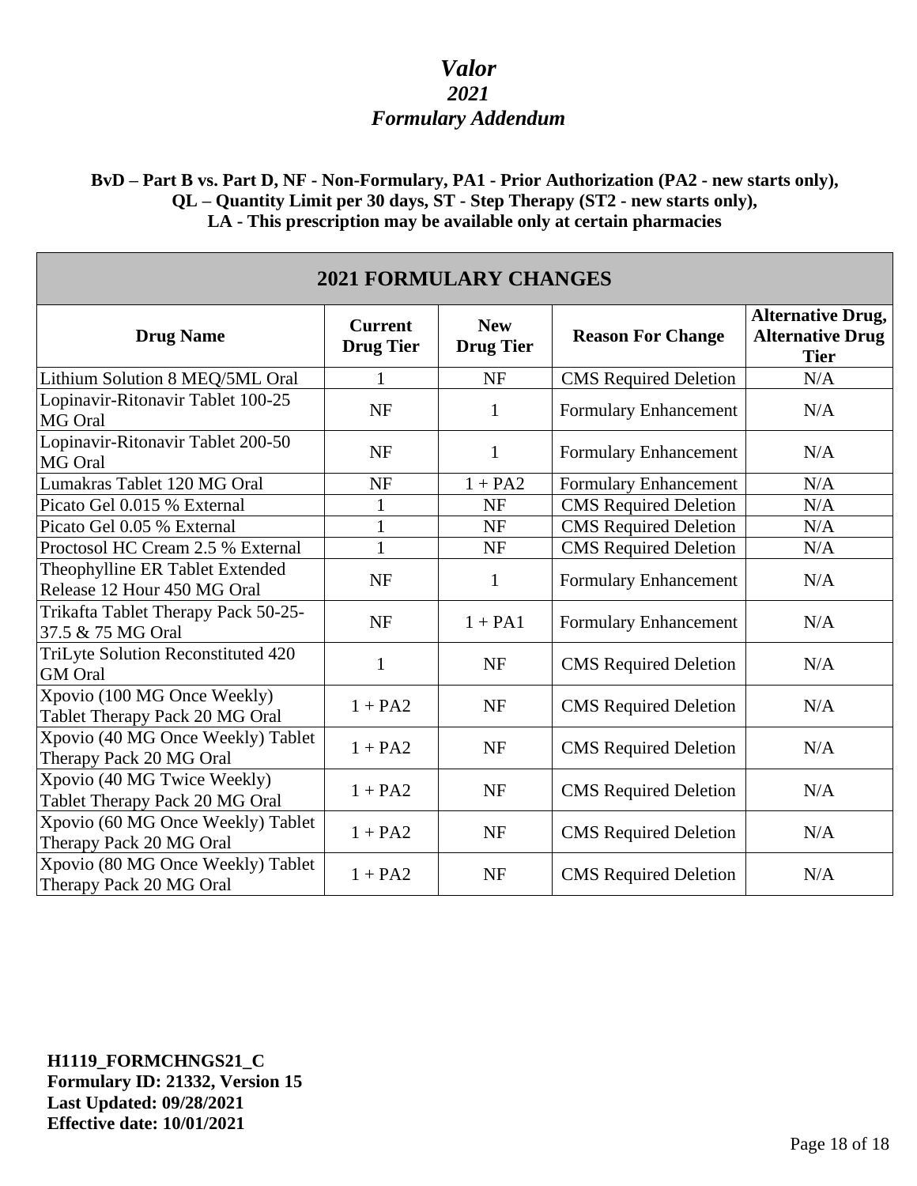# *Valor*
## *2021*
## *Formulary Addendum*

**BvD – Part B vs. Part D, NF - Non-Formulary, PA1 - Prior Authorization (PA2 - new starts only), QL – Quantity Limit per 30 days, ST - Step Therapy (ST2 - new starts only), LA - This prescription may be available only at certain pharmacies**

| 2021 FORMULARY CHANGES | | | | |
|---|---|---|---|---|
| **Drug Name** | **Current Drug Tier** | **New Drug Tier** | **Reason For Change** | **Alternative Drug, Alternative Drug Tier** |
| Lithium Solution 8 MEQ/5ML Oral | 1 | NF | CMS Required Deletion | N/A |
| Lopinavir-Ritonavir Tablet 100-25 MG Oral | NF | 1 | Formulary Enhancement | N/A |
| Lopinavir-Ritonavir Tablet 200-50 MG Oral | NF | 1 | Formulary Enhancement | N/A |
| Lumakras Tablet 120 MG Oral | NF | 1 + PA2 | Formulary Enhancement | N/A |
| Picato Gel 0.015 % External | 1 | NF | CMS Required Deletion | N/A |
| Picato Gel 0.05 % External | 1 | NF | CMS Required Deletion | N/A |
| Proctosol HC Cream 2.5 % External | 1 | NF | CMS Required Deletion | N/A |
| Theophylline ER Tablet Extended Release 12 Hour 450 MG Oral | NF | 1 | Formulary Enhancement | N/A |
| Trikafta Tablet Therapy Pack 50-25-37.5 & 75 MG Oral | NF | 1 + PA1 | Formulary Enhancement | N/A |
| TriLyte Solution Reconstituted 420 GM Oral | 1 | NF | CMS Required Deletion | N/A |
| Xpovio (100 MG Once Weekly) Tablet Therapy Pack 20 MG Oral | 1 + PA2 | NF | CMS Required Deletion | N/A |
| Xpovio (40 MG Once Weekly) Tablet Therapy Pack 20 MG Oral | 1 + PA2 | NF | CMS Required Deletion | N/A |
| Xpovio (40 MG Twice Weekly) Tablet Therapy Pack 20 MG Oral | 1 + PA2 | NF | CMS Required Deletion | N/A |
| Xpovio (60 MG Once Weekly) Tablet Therapy Pack 20 MG Oral | 1 + PA2 | NF | CMS Required Deletion | N/A |
| Xpovio (80 MG Once Weekly) Tablet Therapy Pack 20 MG Oral | 1 + PA2 | NF | CMS Required Deletion | N/A |

**H1119_FORMCHNGS21_C**
**Formulary ID: 21332, Version 15**
**Last Updated: 09/28/2021**
**Effective date: 10/01/2021**